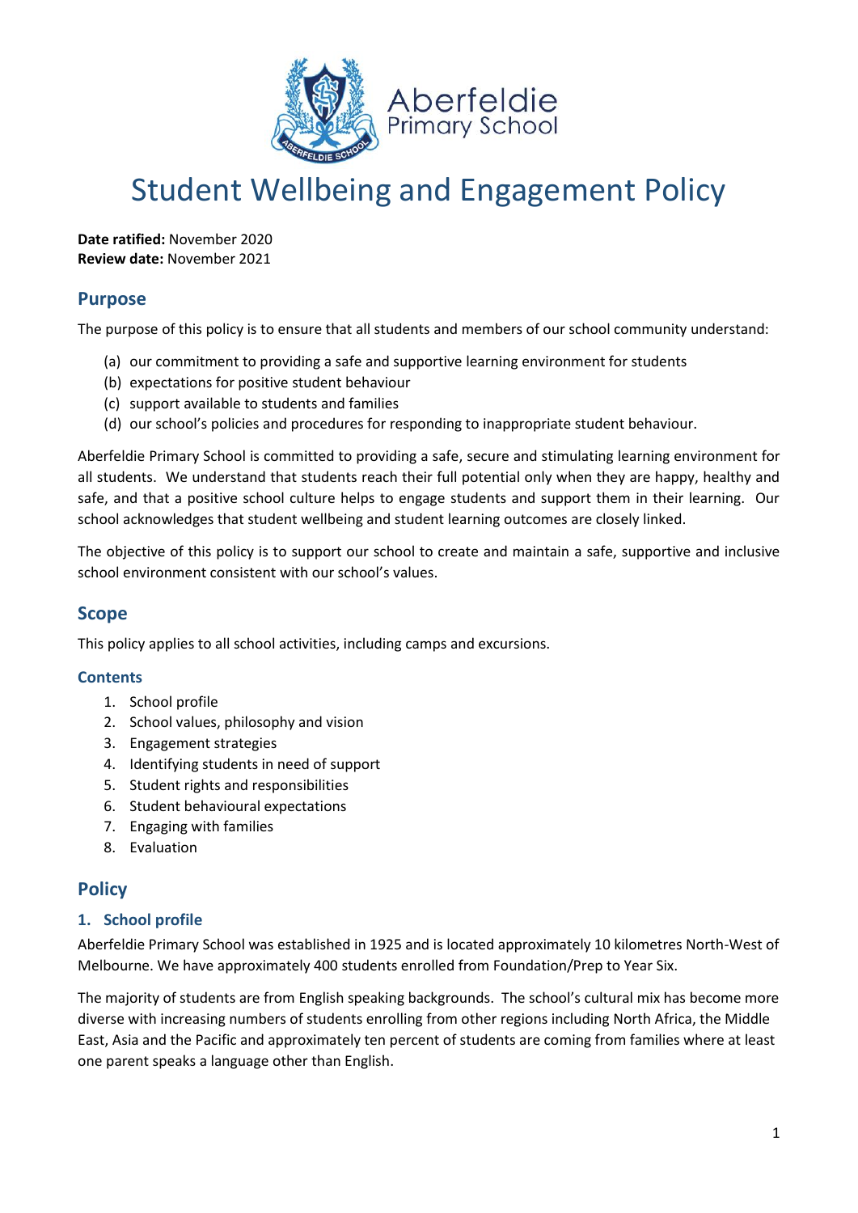Aberfeldie
Primary School

# Student Wellbeing and Engagement Policy

**Date ratified:** November 2020
**Review date:** November 2021

## Purpose

The purpose of this policy is to ensure that all students and members of our school community understand:

(a) our commitment to providing a safe and supportive learning environment for students
(b) expectations for positive student behaviour
(c) support available to students and families
(d) our school's policies and procedures for responding to inappropriate student behaviour.

Aberfeldie Primary School is committed to providing a safe, secure and stimulating learning environment for all students. We understand that students reach their full potential only when they are happy, healthy and safe, and that a positive school culture helps to engage students and support them in their learning. Our school acknowledges that student wellbeing and student learning outcomes are closely linked.

The objective of this policy is to support our school to create and maintain a safe, supportive and inclusive school environment consistent with our school's values.

## Scope

This policy applies to all school activities, including camps and excursions.

### Contents

1. School profile
2. School values, philosophy and vision
3. Engagement strategies
4. Identifying students in need of support
5. Student rights and responsibilities
6. Student behavioural expectations
7. Engaging with families
8. Evaluation

## Policy

### 1. School profile

Aberfeldie Primary School was established in 1925 and is located approximately 10 kilometres North-West of Melbourne. We have approximately 400 students enrolled from Foundation/Prep to Year Six.

The majority of students are from English speaking backgrounds. The school's cultural mix has become more diverse with increasing numbers of students enrolling from other regions including North Africa, the Middle East, Asia and the Pacific and approximately ten percent of students are coming from families where at least one parent speaks a language other than English.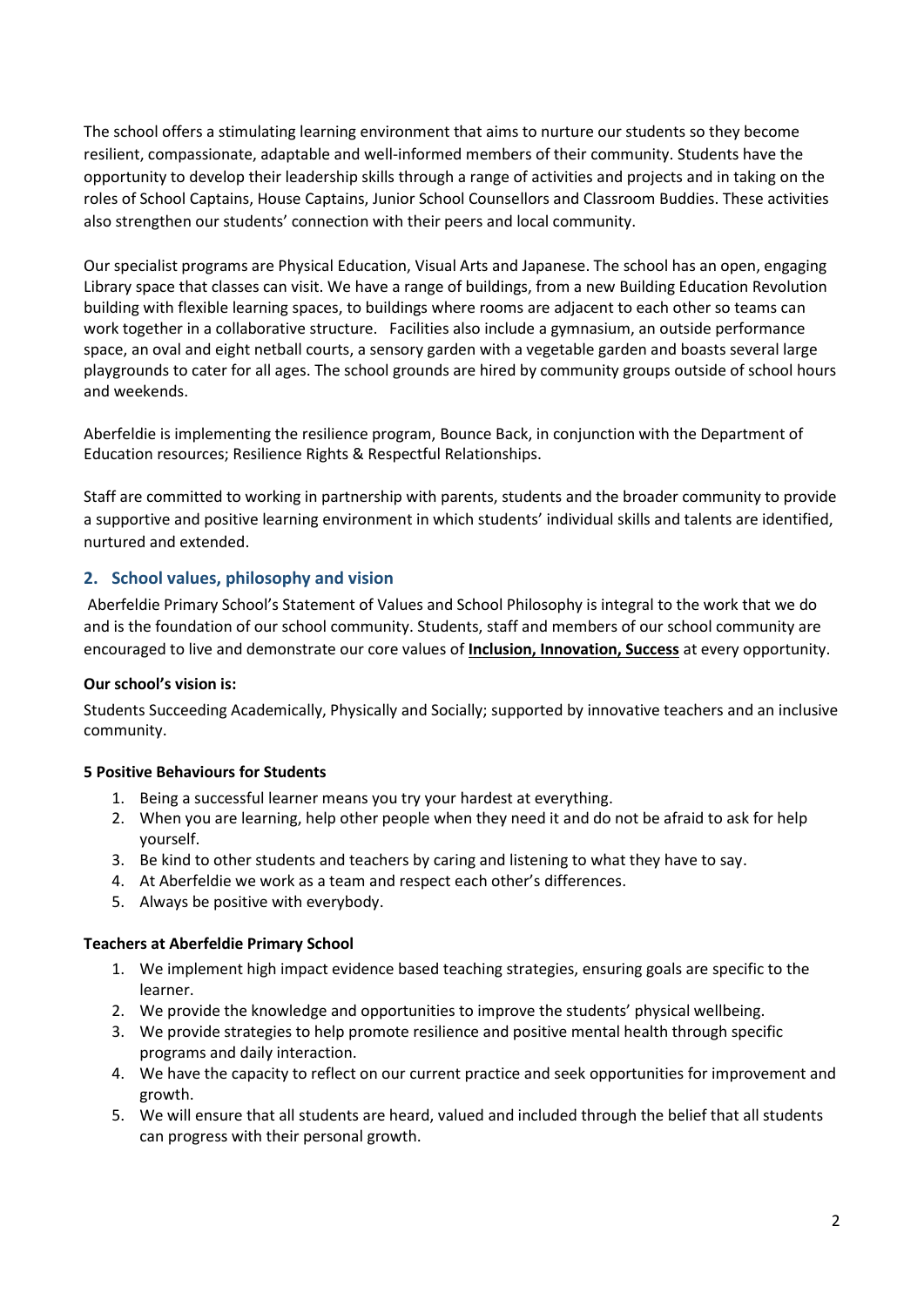The school offers a stimulating learning environment that aims to nurture our students so they become resilient, compassionate, adaptable and well-informed members of their community. Students have the opportunity to develop their leadership skills through a range of activities and projects and in taking on the roles of School Captains, House Captains, Junior School Counsellors and Classroom Buddies. These activities also strengthen our students' connection with their peers and local community.

Our specialist programs are Physical Education, Visual Arts and Japanese. The school has an open, engaging Library space that classes can visit. We have a range of buildings, from a new Building Education Revolution building with flexible learning spaces, to buildings where rooms are adjacent to each other so teams can work together in a collaborative structure. Facilities also include a gymnasium, an outside performance space, an oval and eight netball courts, a sensory garden with a vegetable garden and boasts several large playgrounds to cater for all ages. The school grounds are hired by community groups outside of school hours and weekends.

Aberfeldie is implementing the resilience program, Bounce Back, in conjunction with the Department of Education resources; Resilience Rights & Respectful Relationships.

Staff are committed to working in partnership with parents, students and the broader community to provide a supportive and positive learning environment in which students' individual skills and talents are identified, nurtured and extended.

## 2. School values, philosophy and vision

Aberfeldie Primary School's Statement of Values and School Philosophy is integral to the work that we do and is the foundation of our school community. Students, staff and members of our school community are encouraged to live and demonstrate our core values of **Inclusion, Innovation, Success** at every opportunity.

**Our school's vision is:**

Students Succeeding Academically, Physically and Socially; supported by innovative teachers and an inclusive community.

**5 Positive Behaviours for Students**

1. Being a successful learner means you try your hardest at everything.
2. When you are learning, help other people when they need it and do not be afraid to ask for help yourself.
3. Be kind to other students and teachers by caring and listening to what they have to say.
4. At Aberfeldie we work as a team and respect each other's differences.
5. Always be positive with everybody.

**Teachers at Aberfeldie Primary School**

1. We implement high impact evidence based teaching strategies, ensuring goals are specific to the learner.
2. We provide the knowledge and opportunities to improve the students' physical wellbeing.
3. We provide strategies to help promote resilience and positive mental health through specific programs and daily interaction.
4. We have the capacity to reflect on our current practice and seek opportunities for improvement and growth.
5. We will ensure that all students are heard, valued and included through the belief that all students can progress with their personal growth.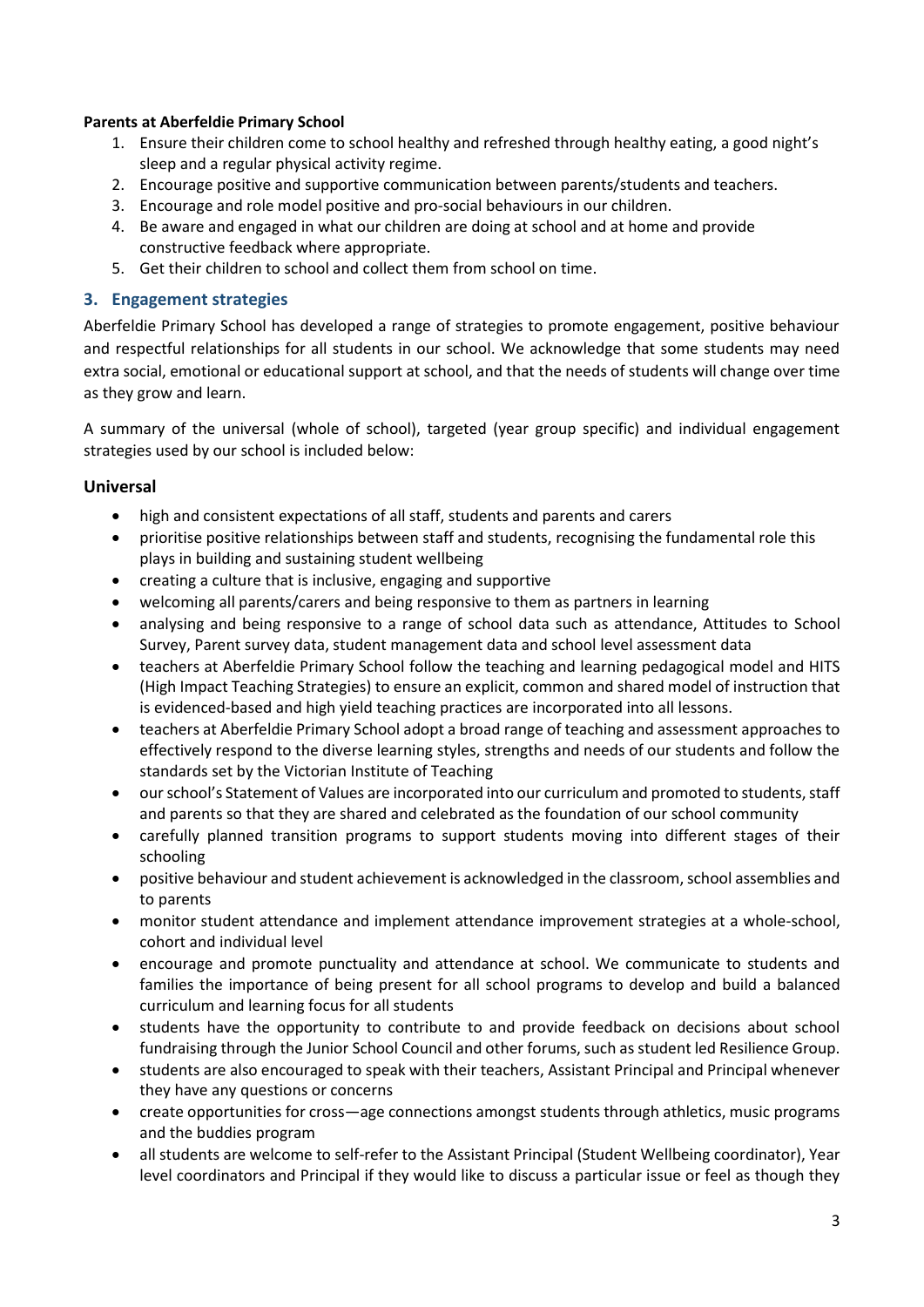**Parents at Aberfeldie Primary School**

1. Ensure their children come to school healthy and refreshed through healthy eating, a good night's sleep and a regular physical activity regime.
2. Encourage positive and supportive communication between parents/students and teachers.
3. Encourage and role model positive and pro-social behaviours in our children.
4. Be aware and engaged in what our children are doing at school and at home and provide constructive feedback where appropriate.
5. Get their children to school and collect them from school on time.

## 3. Engagement strategies

Aberfeldie Primary School has developed a range of strategies to promote engagement, positive behaviour and respectful relationships for all students in our school. We acknowledge that some students may need extra social, emotional or educational support at school, and that the needs of students will change over time as they grow and learn.

A summary of the universal (whole of school), targeted (year group specific) and individual engagement strategies used by our school is included below:

### Universal

- high and consistent expectations of all staff, students and parents and carers
- prioritise positive relationships between staff and students, recognising the fundamental role this plays in building and sustaining student wellbeing
- creating a culture that is inclusive, engaging and supportive
- welcoming all parents/carers and being responsive to them as partners in learning
- analysing and being responsive to a range of school data such as attendance, Attitudes to School Survey, Parent survey data, student management data and school level assessment data
- teachers at Aberfeldie Primary School follow the teaching and learning pedagogical model and HITS (High Impact Teaching Strategies) to ensure an explicit, common and shared model of instruction that is evidenced-based and high yield teaching practices are incorporated into all lessons.
- teachers at Aberfeldie Primary School adopt a broad range of teaching and assessment approaches to effectively respond to the diverse learning styles, strengths and needs of our students and follow the standards set by the Victorian Institute of Teaching
- our school's Statement of Values are incorporated into our curriculum and promoted to students, staff and parents so that they are shared and celebrated as the foundation of our school community
- carefully planned transition programs to support students moving into different stages of their schooling
- positive behaviour and student achievement is acknowledged in the classroom, school assemblies and to parents
- monitor student attendance and implement attendance improvement strategies at a whole-school, cohort and individual level
- encourage and promote punctuality and attendance at school. We communicate to students and families the importance of being present for all school programs to develop and build a balanced curriculum and learning focus for all students
- students have the opportunity to contribute to and provide feedback on decisions about school fundraising through the Junior School Council and other forums, such as student led Resilience Group.
- students are also encouraged to speak with their teachers, Assistant Principal and Principal whenever they have any questions or concerns
- create opportunities for cross—age connections amongst students through athletics, music programs and the buddies program
- all students are welcome to self-refer to the Assistant Principal (Student Wellbeing coordinator), Year level coordinators and Principal if they would like to discuss a particular issue or feel as though they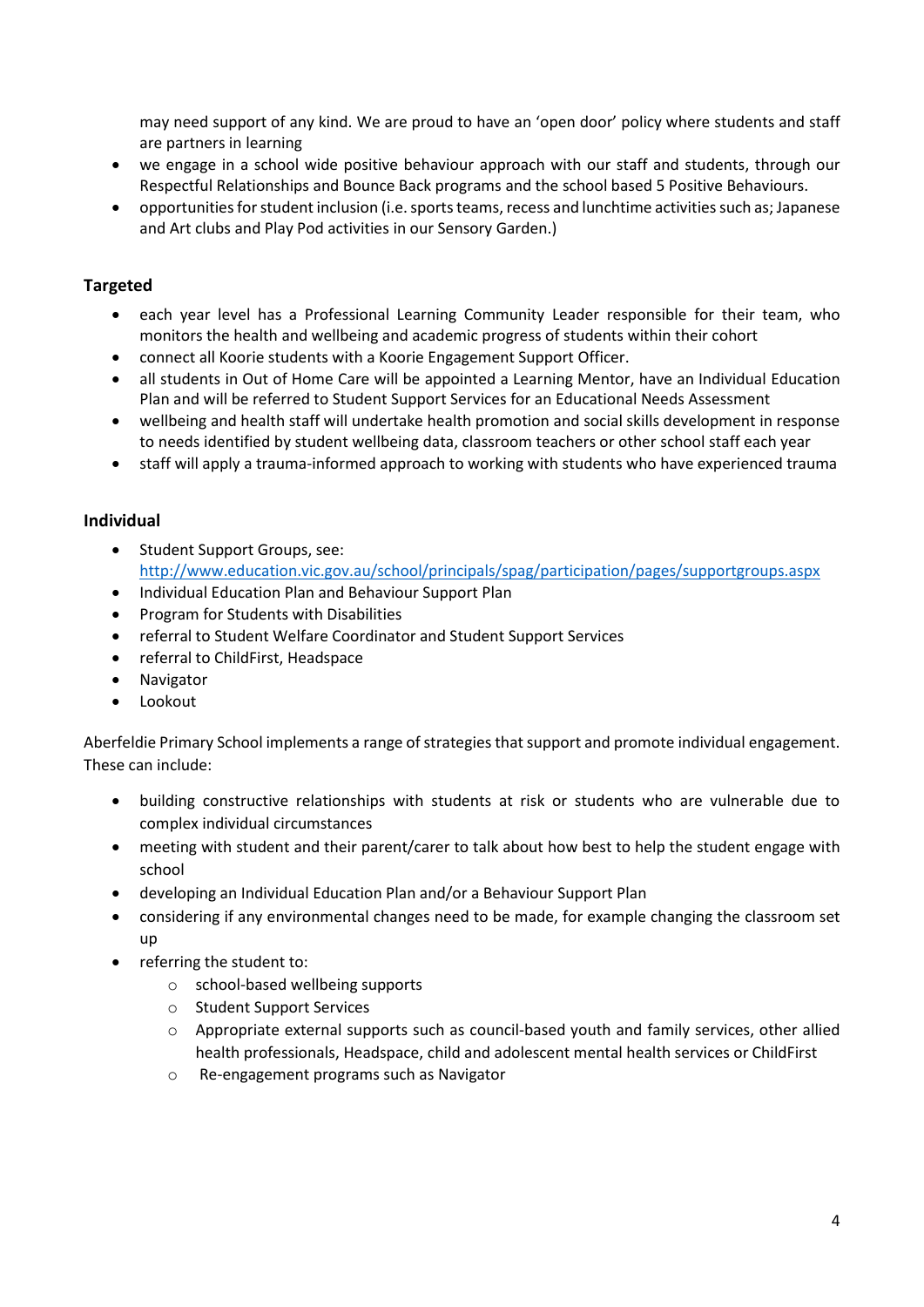may need support of any kind. We are proud to have an 'open door' policy where students and staff are partners in learning

- we engage in a school wide positive behaviour approach with our staff and students, through our Respectful Relationships and Bounce Back programs and the school based 5 Positive Behaviours.
- opportunities for student inclusion (i.e. sports teams, recess and lunchtime activities such as; Japanese and Art clubs and Play Pod activities in our Sensory Garden.)

### Targeted

- each year level has a Professional Learning Community Leader responsible for their team, who monitors the health and wellbeing and academic progress of students within their cohort
- connect all Koorie students with a Koorie Engagement Support Officer.
- all students in Out of Home Care will be appointed a Learning Mentor, have an Individual Education Plan and will be referred to Student Support Services for an Educational Needs Assessment
- wellbeing and health staff will undertake health promotion and social skills development in response to needs identified by student wellbeing data, classroom teachers or other school staff each year
- staff will apply a trauma-informed approach to working with students who have experienced trauma

### Individual

- Student Support Groups, see: [http://www.education.vic.gov.au/school/principals/spag/participation/pages/supportgroups.aspx](http://www.education.vic.gov.au/school/principals/spag/participation/pages/supportgroups.aspx)
- Individual Education Plan and Behaviour Support Plan
- Program for Students with Disabilities
- referral to Student Welfare Coordinator and Student Support Services
- referral to ChildFirst, Headspace
- Navigator
- Lookout

Aberfeldie Primary School implements a range of strategies that support and promote individual engagement. These can include:

- building constructive relationships with students at risk or students who are vulnerable due to complex individual circumstances
- meeting with student and their parent/carer to talk about how best to help the student engage with school
- developing an Individual Education Plan and/or a Behaviour Support Plan
- considering if any environmental changes need to be made, for example changing the classroom set up
- referring the student to:
    - school-based wellbeing supports
    - Student Support Services
    - Appropriate external supports such as council-based youth and family services, other allied health professionals, Headspace, child and adolescent mental health services or ChildFirst
    - Re-engagement programs such as Navigator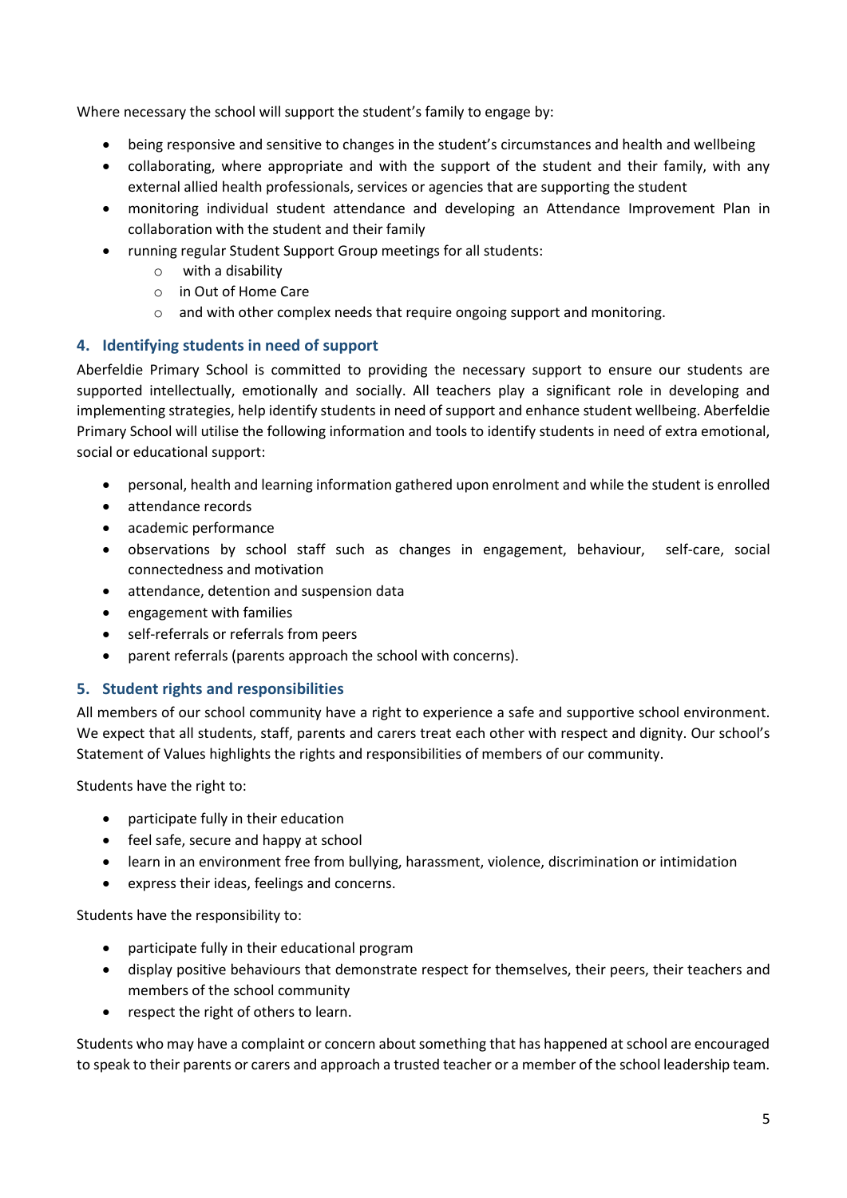Where necessary the school will support the student's family to engage by:

- being responsive and sensitive to changes in the student's circumstances and health and wellbeing
- collaborating, where appropriate and with the support of the student and their family, with any external allied health professionals, services or agencies that are supporting the student
- monitoring individual student attendance and developing an Attendance Improvement Plan in collaboration with the student and their family
- running regular Student Support Group meetings for all students:
  - with a disability
  - in Out of Home Care
  - and with other complex needs that require ongoing support and monitoring.

## 4. Identifying students in need of support

Aberfeldie Primary School is committed to providing the necessary support to ensure our students are supported intellectually, emotionally and socially. All teachers play a significant role in developing and implementing strategies, help identify students in need of support and enhance student wellbeing. Aberfeldie Primary School will utilise the following information and tools to identify students in need of extra emotional, social or educational support:

- personal, health and learning information gathered upon enrolment and while the student is enrolled
- attendance records
- academic performance
- observations by school staff such as changes in engagement, behaviour, self-care, social connectedness and motivation
- attendance, detention and suspension data
- engagement with families
- self-referrals or referrals from peers
- parent referrals (parents approach the school with concerns).

## 5. Student rights and responsibilities

All members of our school community have a right to experience a safe and supportive school environment. We expect that all students, staff, parents and carers treat each other with respect and dignity. Our school's Statement of Values highlights the rights and responsibilities of members of our community.

Students have the right to:

- participate fully in their education
- feel safe, secure and happy at school
- learn in an environment free from bullying, harassment, violence, discrimination or intimidation
- express their ideas, feelings and concerns.

Students have the responsibility to:

- participate fully in their educational program
- display positive behaviours that demonstrate respect for themselves, their peers, their teachers and members of the school community
- respect the right of others to learn.

Students who may have a complaint or concern about something that has happened at school are encouraged to speak to their parents or carers and approach a trusted teacher or a member of the school leadership team.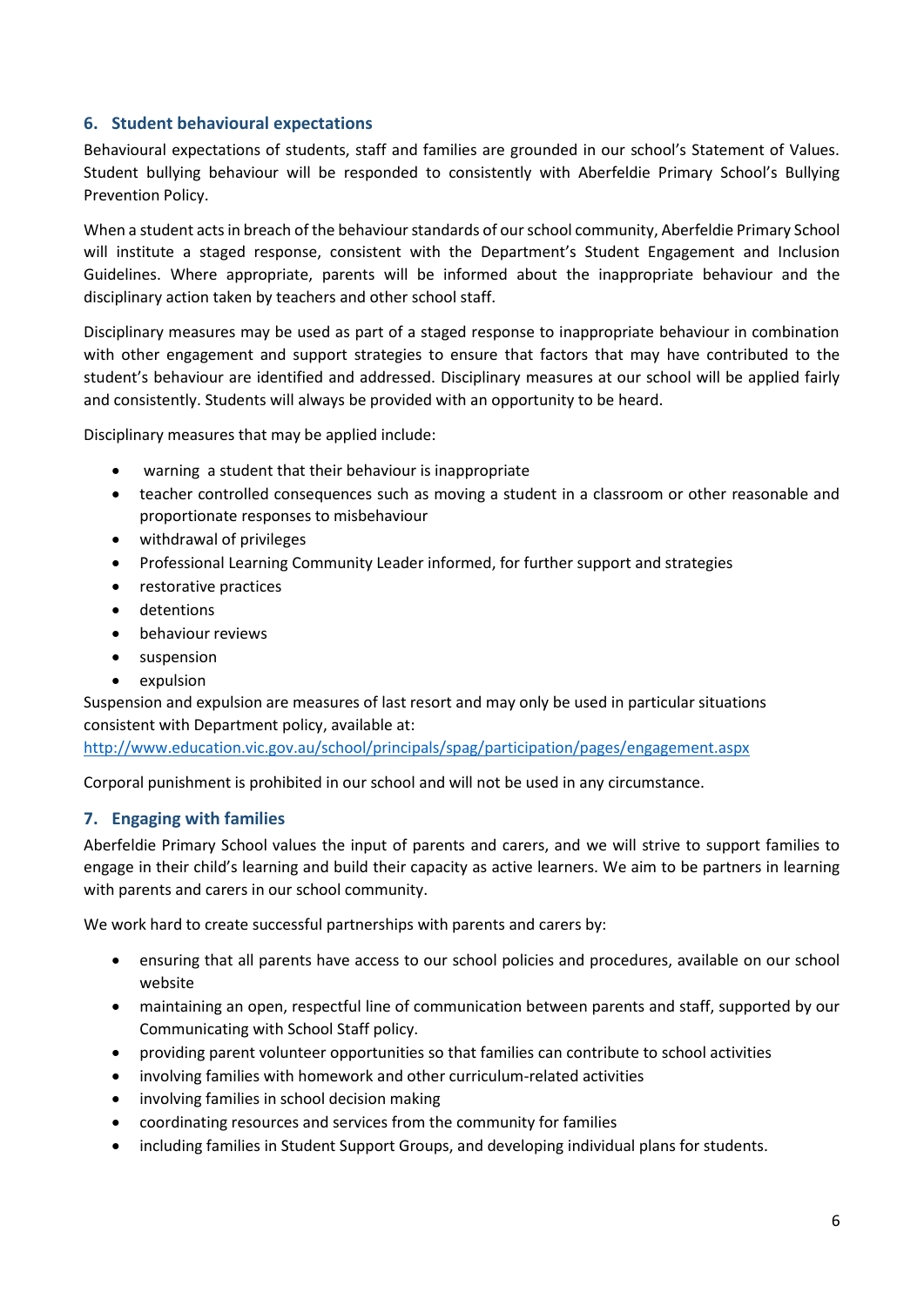## 6. Student behavioural expectations

Behavioural expectations of students, staff and families are grounded in our school's Statement of Values. Student bullying behaviour will be responded to consistently with Aberfeldie Primary School's Bullying Prevention Policy.

When a student acts in breach of the behaviour standards of our school community, Aberfeldie Primary School will institute a staged response, consistent with the Department's Student Engagement and Inclusion Guidelines. Where appropriate, parents will be informed about the inappropriate behaviour and the disciplinary action taken by teachers and other school staff.

Disciplinary measures may be used as part of a staged response to inappropriate behaviour in combination with other engagement and support strategies to ensure that factors that may have contributed to the student's behaviour are identified and addressed. Disciplinary measures at our school will be applied fairly and consistently. Students will always be provided with an opportunity to be heard.

Disciplinary measures that may be applied include:

- warning a student that their behaviour is inappropriate
- teacher controlled consequences such as moving a student in a classroom or other reasonable and proportionate responses to misbehaviour
- withdrawal of privileges
- Professional Learning Community Leader informed, for further support and strategies
- restorative practices
- detentions
- behaviour reviews
- suspension
- expulsion

Suspension and expulsion are measures of last resort and may only be used in particular situations consistent with Department policy, available at: [http://www.education.vic.gov.au/school/principals/spag/participation/pages/engagement.aspx](http://www.education.vic.gov.au/school/principals/spag/participation/pages/engagement.aspx)

Corporal punishment is prohibited in our school and will not be used in any circumstance.

## 7. Engaging with families

Aberfeldie Primary School values the input of parents and carers, and we will strive to support families to engage in their child's learning and build their capacity as active learners. We aim to be partners in learning with parents and carers in our school community.

We work hard to create successful partnerships with parents and carers by:

- ensuring that all parents have access to our school policies and procedures, available on our school website
- maintaining an open, respectful line of communication between parents and staff, supported by our Communicating with School Staff policy.
- providing parent volunteer opportunities so that families can contribute to school activities
- involving families with homework and other curriculum-related activities
- involving families in school decision making
- coordinating resources and services from the community for families
- including families in Student Support Groups, and developing individual plans for students.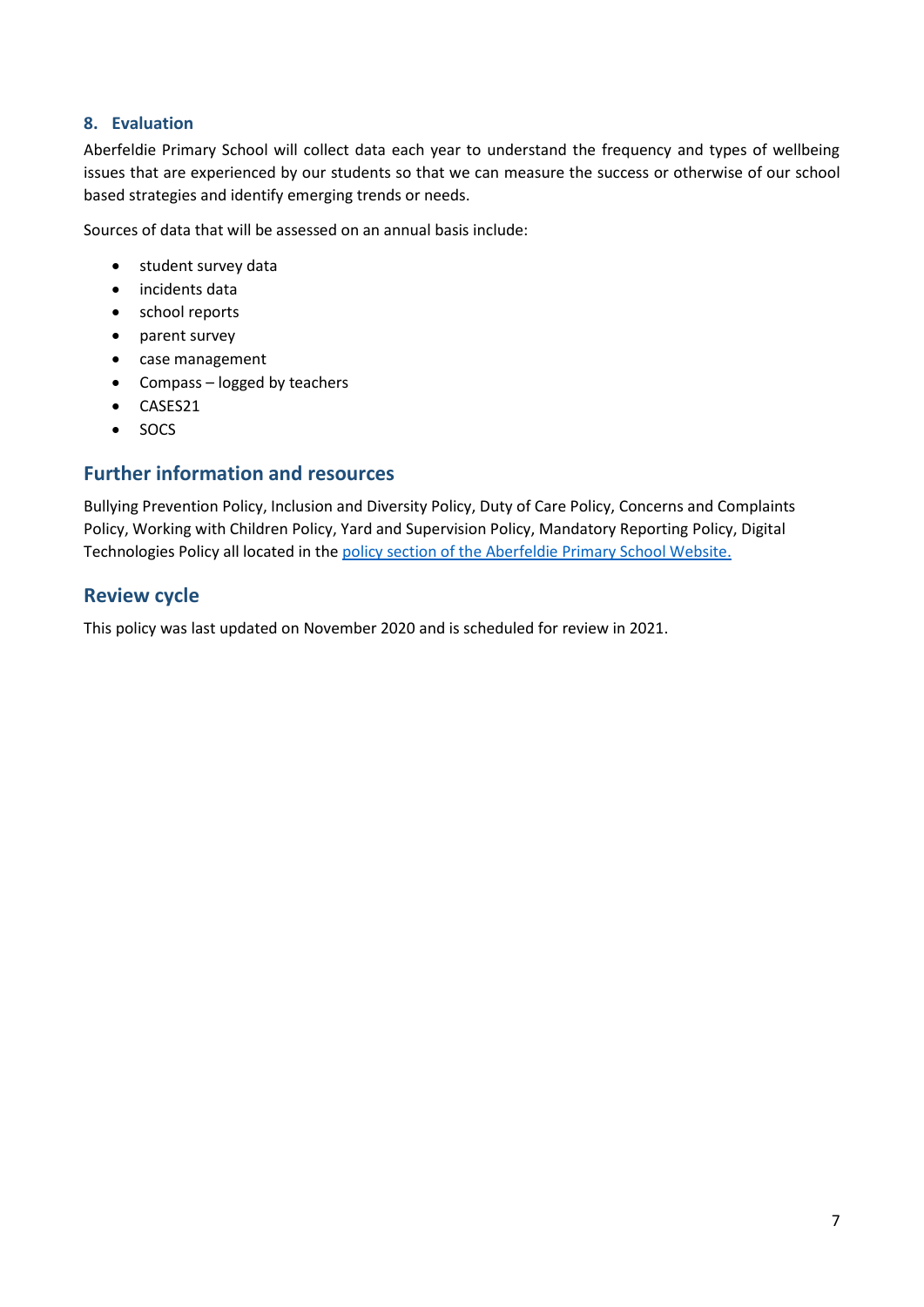### 8. Evaluation

Aberfeldie Primary School will collect data each year to understand the frequency and types of wellbeing issues that are experienced by our students so that we can measure the success or otherwise of our school based strategies and identify emerging trends or needs.

Sources of data that will be assessed on an annual basis include:

- student survey data
- incidents data
- school reports
- parent survey
- case management
- Compass – logged by teachers
- CASES21
- SOCS

## Further information and resources

Bullying Prevention Policy, Inclusion and Diversity Policy, Duty of Care Policy, Concerns and Complaints Policy, Working with Children Policy, Yard and Supervision Policy, Mandatory Reporting Policy, Digital Technologies Policy all located in the policy section of the Aberfeldie Primary School Website.

## Review cycle

This policy was last updated on November 2020 and is scheduled for review in 2021.